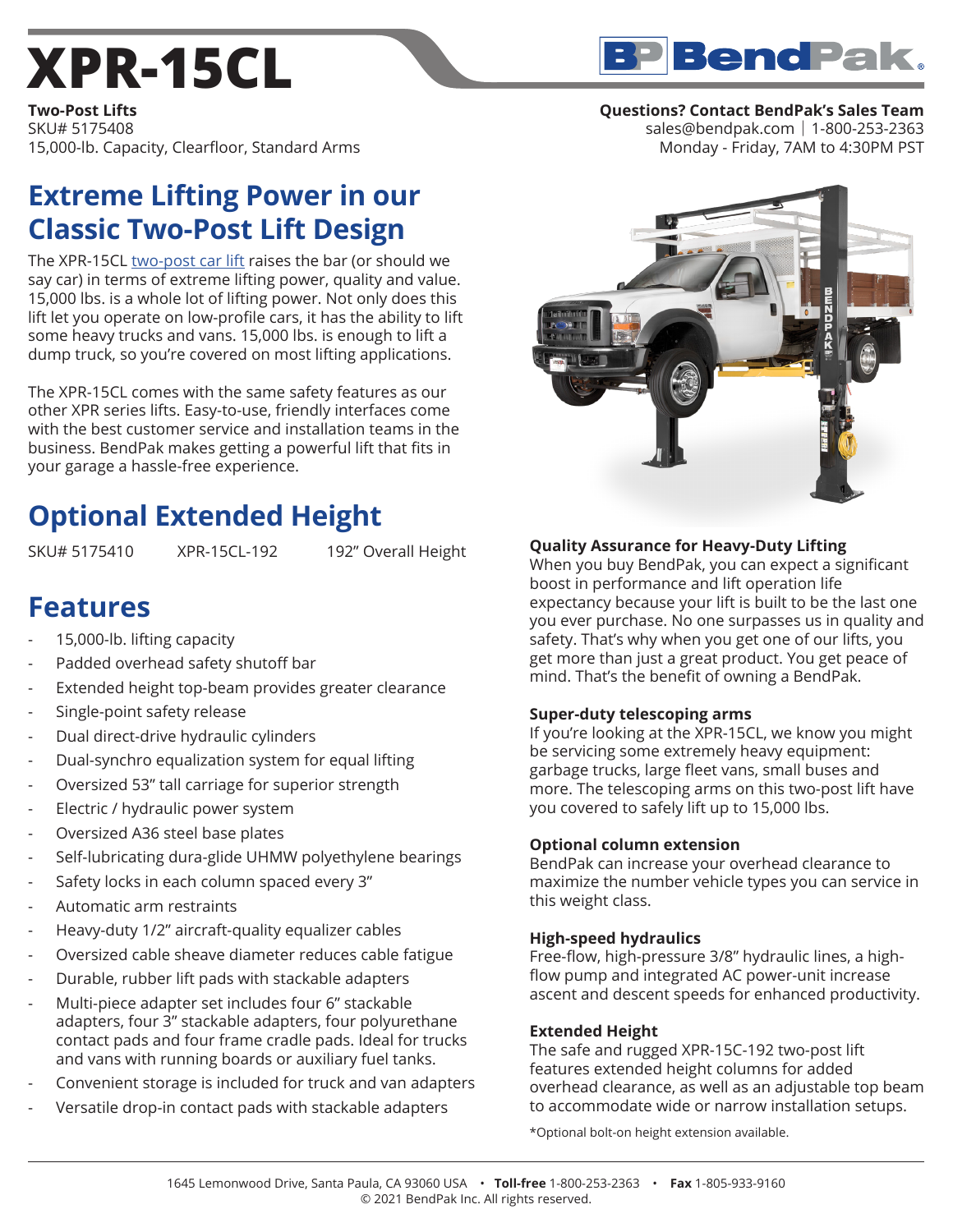# XPR-15CL

**Two-Post Lifts**
SKU# 5175408
15,000-lb. Capacity, Clearfloor, Standard Arms

**Questions? Contact BendPak's Sales Team**
sales@bendpak.com | 1-800-253-2363
Monday - Friday, 7AM to 4:30PM PST

## Extreme Lifting Power in our Classic Two-Post Lift Design

The XPR-15CL two-post car lift raises the bar (or should we say car) in terms of extreme lifting power, quality and value. 15,000 lbs. is a whole lot of lifting power. Not only does this lift let you operate on low-profile cars, it has the ability to lift some heavy trucks and vans. 15,000 lbs. is enough to lift a dump truck, so you're covered on most lifting applications.

The XPR-15CL comes with the same safety features as our other XPR series lifts. Easy-to-use, friendly interfaces come with the best customer service and installation teams in the business. BendPak makes getting a powerful lift that fits in your garage a hassle-free experience.

## Optional Extended Height

| SKU# 5175410 | XPR-15CL-192 | 192" Overall Height |
|---|---|---|

## Features

- 15,000-lb. lifting capacity
- Padded overhead safety shutoff bar
- Extended height top-beam provides greater clearance
- Single-point safety release
- Dual direct-drive hydraulic cylinders
- Dual-synchro equalization system for equal lifting
- Oversized 53" tall carriage for superior strength
- Electric / hydraulic power system
- Oversized A36 steel base plates
- Self-lubricating dura-glide UHMW polyethylene bearings
- Safety locks in each column spaced every 3"
- Automatic arm restraints
- Heavy-duty 1/2" aircraft-quality equalizer cables
- Oversized cable sheave diameter reduces cable fatigue
- Durable, rubber lift pads with stackable adapters
- Multi-piece adapter set includes four 6" stackable adapters, four 3" stackable adapters, four polyurethane contact pads and four frame cradle pads. Ideal for trucks and vans with running boards or auxiliary fuel tanks.
- Convenient storage is included for truck and van adapters
- Versatile drop-in contact pads with stackable adapters

**Quality Assurance for Heavy-Duty Lifting**
When you buy BendPak, you can expect a significant boost in performance and lift operation life expectancy because your lift is built to be the last one you ever purchase. No one surpasses us in quality and safety. That's why when you get one of our lifts, you get more than just a great product. You get peace of mind. That's the benefit of owning a BendPak.

**Super-duty telescoping arms**
If you're looking at the XPR-15CL, we know you might be servicing some extremely heavy equipment: garbage trucks, large fleet vans, small buses and more. The telescoping arms on this two-post lift have you covered to safely lift up to 15,000 lbs.

**Optional column extension**
BendPak can increase your overhead clearance to maximize the number vehicle types you can service in this weight class.

**High-speed hydraulics**
Free-flow, high-pressure 3/8" hydraulic lines, a high-flow pump and integrated AC power-unit increase ascent and descent speeds for enhanced productivity.

**Extended Height**
The safe and rugged XPR-15C-192 two-post lift features extended height columns for added overhead clearance, as well as an adjustable top beam to accommodate wide or narrow installation setups.

*Optional bolt-on height extension available.

1645 Lemonwood Drive, Santa Paula, CA 93060 USA • **Toll-free** 1-800-253-2363 • **Fax** 1-805-933-9160
© 2021 BendPak Inc. All rights reserved.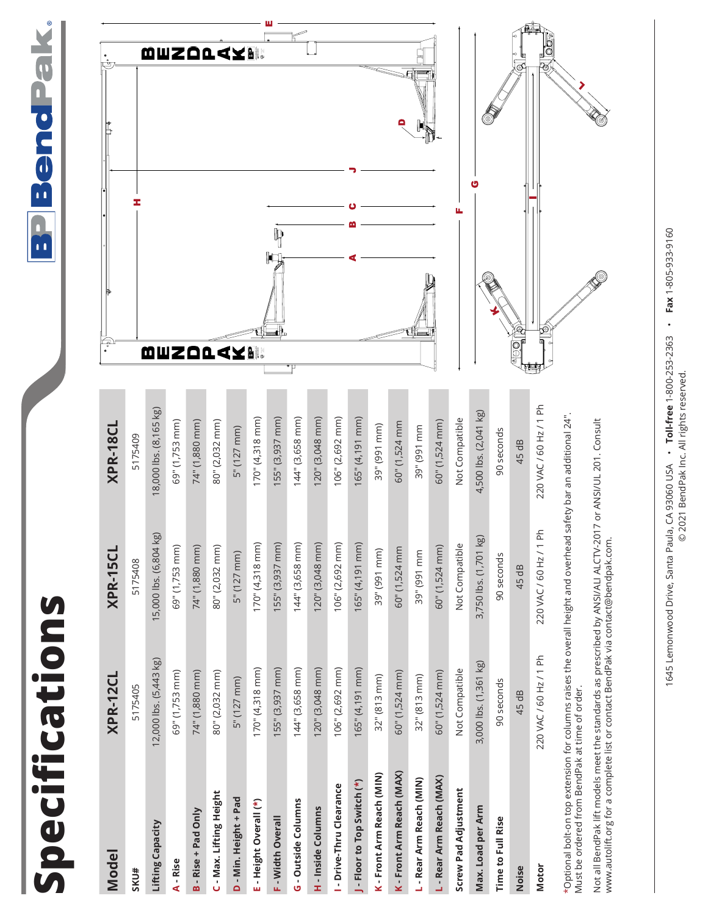# Specifications

| Model | XPR-12CL | XPR-15CL | XPR-18CL |
|---|---|---|---|
| SKU# | 5175405 | 5175408 | 5175409 |
| Lifting Capacity | 12,000 lbs. (5,443 kg) | 15,000 lbs. (6,804 kg) | 18,000 lbs. (8,165 kg) |
| A - Rise | 69" (1,753 mm) | 69" (1,753 mm) | 69" (1,753 mm) |
| B - Rise + Pad Only | 74" (1,880 mm) | 74" (1,880 mm) | 74" (1,880 mm) |
| C - Max. Lifting Height | 80" (2,032 mm) | 80" (2,032 mm) | 80" (2,032 mm) |
| D - Min. Height + Pad | 5" (127 mm) | 5" (127 mm) | 5" (127 mm) |
| E - Height Overall (*) | 170" (4,318 mm) | 170" (4,318 mm) | 170" (4,318 mm) |
| F - Width Overall | 155" (3,937 mm) | 155" (3,937 mm) | 155" (3,937 mm) |
| G - Outside Columns | 144" (3,658 mm) | 144" (3,658 mm) | 144" (3,658 mm) |
| H - Inside Columns | 120" (3,048 mm) | 120" (3,048 mm) | 120" (3,048 mm) |
| I - Drive-Thru Clearance | 106" (2,692 mm) | 106" (2,692 mm) | 106" (2,692 mm) |
| J - Floor to Top Switch (*) | 165" (4,191 mm) | 165" (4,191 mm) | 165" (4,191 mm) |
| K - Front Arm Reach (MIN) | 32" (813 mm) | 39" (991 mm) | 39" (991 mm) |
| K - Front Arm Reach (MAX) | 60" (1,524 mm) | 60" (1,524 mm | 60" (1,524 mm |
| L - Rear Arm Reach (MIN) | 32" (813 mm) | 39" (991 mm | 39" (991 mm |
| L - Rear Arm Reach (MAX) | 60" (1,524 mm) | 60" (1,524 mm) | 60" (1,524 mm) |
| Screw Pad Adjustment | Not Compatible | Not Compatible | Not Compatible |
| Max. Load per Arm | 3,000 lbs. (1,361 kg) | 3,750 lbs. (1,701 kg) | 4,500 lbs. (2,041 kg) |
| Time to Full Rise | 90 seconds | 90 seconds | 90 seconds |
| Noise | 45 dB | 45 dB | 45 dB |
| Motor | 220 VAC / 60 Hz / 1 Ph | 220 VAC / 60 Hz / 1 Ph | 220 VAC / 60 Hz / 1 Ph |

*Optional bolt-on top extension for columns raises the overall height and overhead safety bar an additional 24". Must be ordered from BendPak at time of order.

Not all BendPak lift models meet the standards as prescribed by ANSI/ALI ALCTV-2017 or ANSI/UL 201. Consult www.autolift.org for a complete list or contact BendPak via contact@bendpak.com.

E
H
J
D
C
B
A
F
G
I
K
L

1645 Lemonwood Drive, Santa Paula, CA 93060 USA • **Toll-free** 1-800-253-2363 • **Fax** 1-805-933-9160
© 2021 BendPak Inc. All rights reserved.